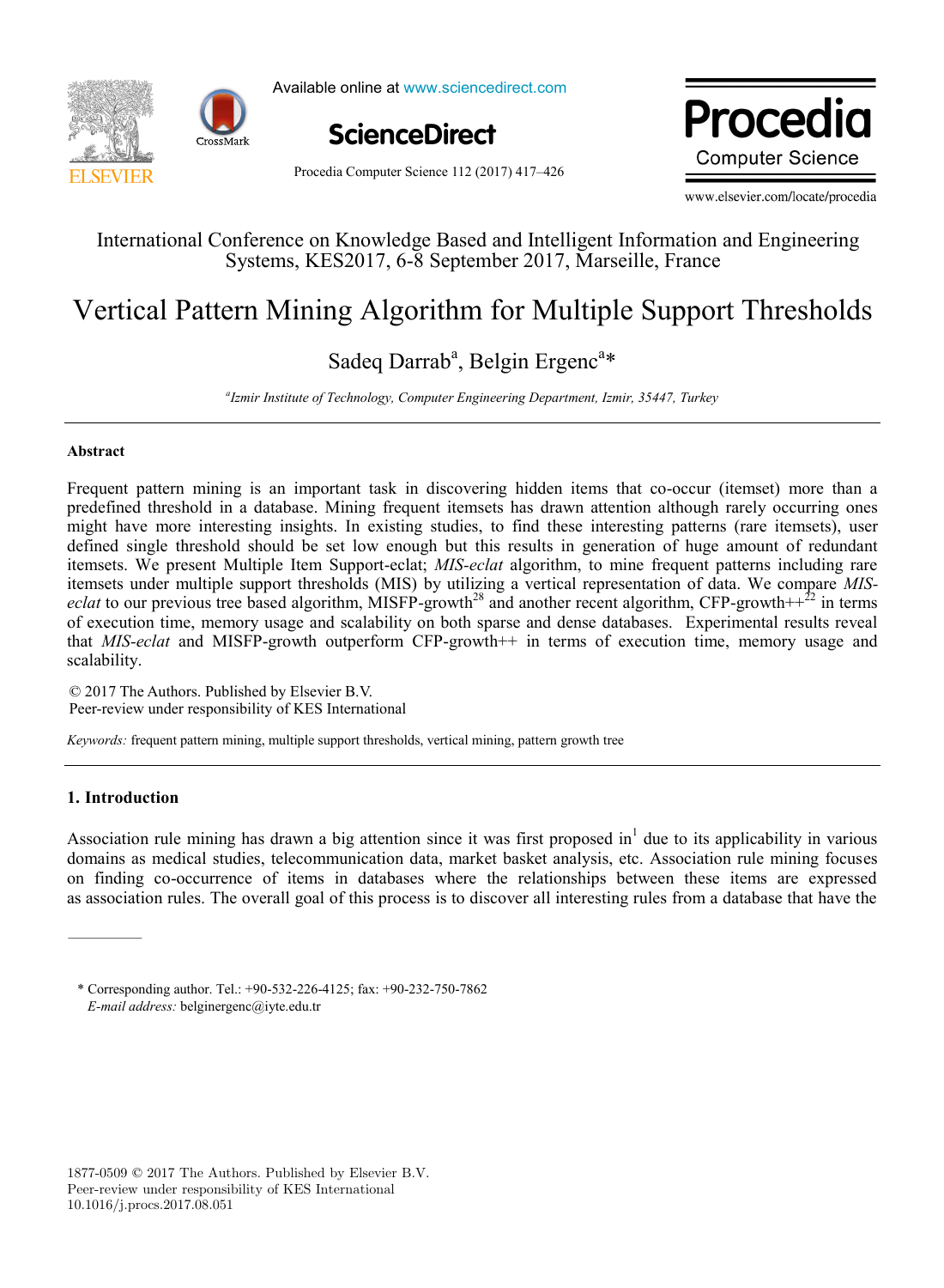International Conference on Knowledge Based and Intelligent Information and Engineering Systems, KES2017, 6-8 September 2017, Marseille, France

# Vertical Pattern Mining Algorithm for Multiple Support Thresholds

Sadeq Darrab[a], Belgin Ergenc[a]*

[a] *Izmir Institute of Technology, Computer Engineering Department, Izmir, 35447, Turkey*

---

## Abstract

Frequent pattern mining is an important task in discovering hidden items that co-occur (itemset) more than a predefined threshold in a database. Mining frequent itemsets has drawn attention although rarely occurring ones might have more interesting insights. In existing studies, to find these interesting patterns (rare itemsets), user defined single threshold should be set low enough but this results in generation of huge amount of redundant itemsets. We present Multiple Item Support-eclat; *MIS-eclat* algorithm, to mine frequent patterns including rare itemsets under multiple support thresholds (MIS) by utilizing a vertical representation of data. We compare *MIS-eclat* to our previous tree based algorithm, MISFP-growth[28] and another recent algorithm, CFP-growth++[22] in terms of execution time, memory usage and scalability on both sparse and dense databases. Experimental results reveal that *MIS-eclat* and MISFP-growth outperform CFP-growth++ in terms of execution time, memory usage and scalability.

© 2017 The Authors. Published by Elsevier B.V.
Peer-review under responsibility of KES International

*Keywords:* frequent pattern mining, multiple support thresholds, vertical mining, pattern growth tree

---

## 1. Introduction

Association rule mining has drawn a big attention since it was first proposed in[1] due to its applicability in various domains as medical studies, telecommunication data, market basket analysis, etc. Association rule mining focuses on finding co-occurrence of items in databases where the relationships between these items are expressed as association rules. The overall goal of this process is to discover all interesting rules from a database that have the

---

\* Corresponding author. Tel.: +90-532-226-4125; fax: +90-232-750-7862
*E-mail address:* belginergenc@iyte.edu.tr

1877-0509 © 2017 The Authors. Published by Elsevier B.V.
Peer-review under responsibility of KES International
10.1016/j.procs.2017.08.051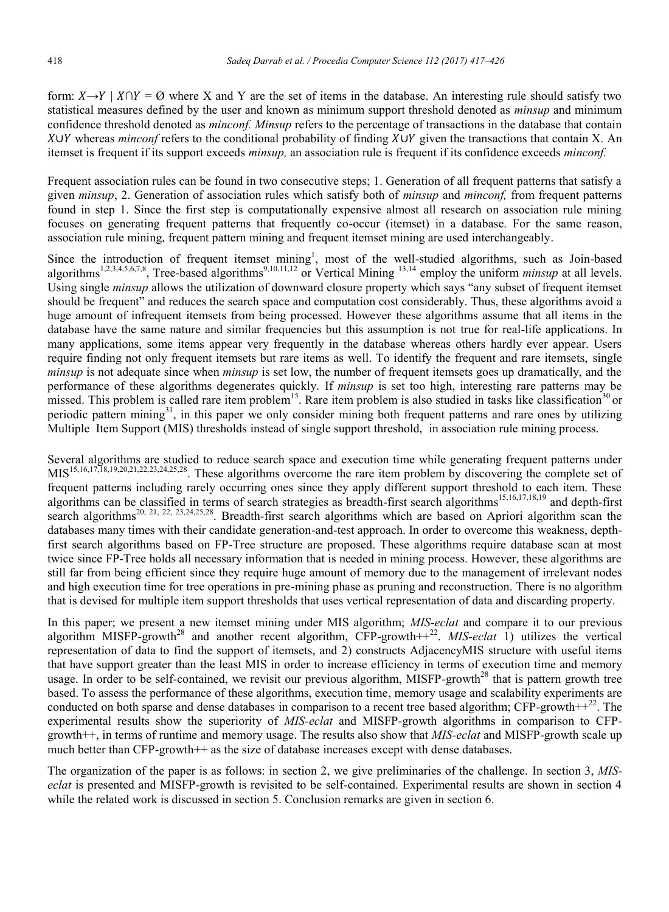form: $X \rightarrow Y \mid X \cap Y = \emptyset$ where X and Y are the set of items in the database. An interesting rule should satisfy two statistical measures defined by the user and known as minimum support threshold denoted as *minsup* and minimum confidence threshold denoted as *minconf. Minsup* refers to the percentage of transactions in the database that contain $X \cup Y$ whereas *minconf* refers to the conditional probability of finding $X \cup Y$ given the transactions that contain X. An itemset is frequent if its support exceeds *minsup,* an association rule is frequent if its confidence exceeds *minconf.*

Frequent association rules can be found in two consecutive steps; 1. Generation of all frequent patterns that satisfy a given *minsup*, 2. Generation of association rules which satisfy both of *minsup* and *minconf,* from frequent patterns found in step 1. Since the first step is computationally expensive almost all research on association rule mining focuses on generating frequent patterns that frequently co-occur (itemset) in a database. For the same reason, association rule mining, frequent pattern mining and frequent itemset mining are used interchangeably.

Since the introduction of frequent itemset mining[1], most of the well-studied algorithms, such as Join-based algorithms[1,2,3,4,5,6,7,8], Tree-based algorithms[9,10,11,12] or Vertical Mining [13,14] employ the uniform *minsup* at all levels. Using single *minsup* allows the utilization of downward closure property which says "any subset of frequent itemset should be frequent" and reduces the search space and computation cost considerably. Thus, these algorithms avoid a huge amount of infrequent itemsets from being processed. However these algorithms assume that all items in the database have the same nature and similar frequencies but this assumption is not true for real-life applications. In many applications, some items appear very frequently in the database whereas others hardly ever appear. Users require finding not only frequent itemsets but rare items as well. To identify the frequent and rare itemsets, single *minsup* is not adequate since when *minsup* is set low, the number of frequent itemsets goes up dramatically, and the performance of these algorithms degenerates quickly. If *minsup* is set too high, interesting rare patterns may be missed. This problem is called rare item problem[15]. Rare item problem is also studied in tasks like classification[30] or periodic pattern mining[31], in this paper we only consider mining both frequent patterns and rare ones by utilizing Multiple Item Support (MIS) thresholds instead of single support threshold, in association rule mining process.

Several algorithms are studied to reduce search space and execution time while generating frequent patterns under MIS[15,16,17,18,19,20,21,22,23,24,25,28]. These algorithms overcome the rare item problem by discovering the complete set of frequent patterns including rarely occurring ones since they apply different support threshold to each item. These algorithms can be classified in terms of search strategies as breadth-first search algorithms[15,16,17,18,19] and depth-first search algorithms[20, 21, 22, 23,24,25,28]. Breadth-first search algorithms which are based on Apriori algorithm scan the databases many times with their candidate generation-and-test approach. In order to overcome this weakness, depth-first search algorithms based on FP-Tree structure are proposed. These algorithms require database scan at most twice since FP-Tree holds all necessary information that is needed in mining process. However, these algorithms are still far from being efficient since they require huge amount of memory due to the management of irrelevant nodes and high execution time for tree operations in pre-mining phase as pruning and reconstruction. There is no algorithm that is devised for multiple item support thresholds that uses vertical representation of data and discarding property.

In this paper; we present a new itemset mining under MIS algorithm; *MIS-eclat* and compare it to our previous algorithm MISFP-growth[28] and another recent algorithm, CFP-growth++[22]. *MIS-eclat* 1) utilizes the vertical representation of data to find the support of itemsets, and 2) constructs AdjacencyMIS structure with useful items that have support greater than the least MIS in order to increase efficiency in terms of execution time and memory usage. In order to be self-contained, we revisit our previous algorithm, MISFP-growth[28] that is pattern growth tree based. To assess the performance of these algorithms, execution time, memory usage and scalability experiments are conducted on both sparse and dense databases in comparison to a recent tree based algorithm; CFP-growth++[22]. The experimental results show the superiority of *MIS-eclat* and MISFP-growth algorithms in comparison to CFP-growth++, in terms of runtime and memory usage. The results also show that *MIS-eclat* and MISFP-growth scale up much better than CFP-growth++ as the size of database increases except with dense databases.

The organization of the paper is as follows: in section 2, we give preliminaries of the challenge. In section 3, *MIS-eclat* is presented and MISFP-growth is revisited to be self-contained. Experimental results are shown in section 4 while the related work is discussed in section 5. Conclusion remarks are given in section 6.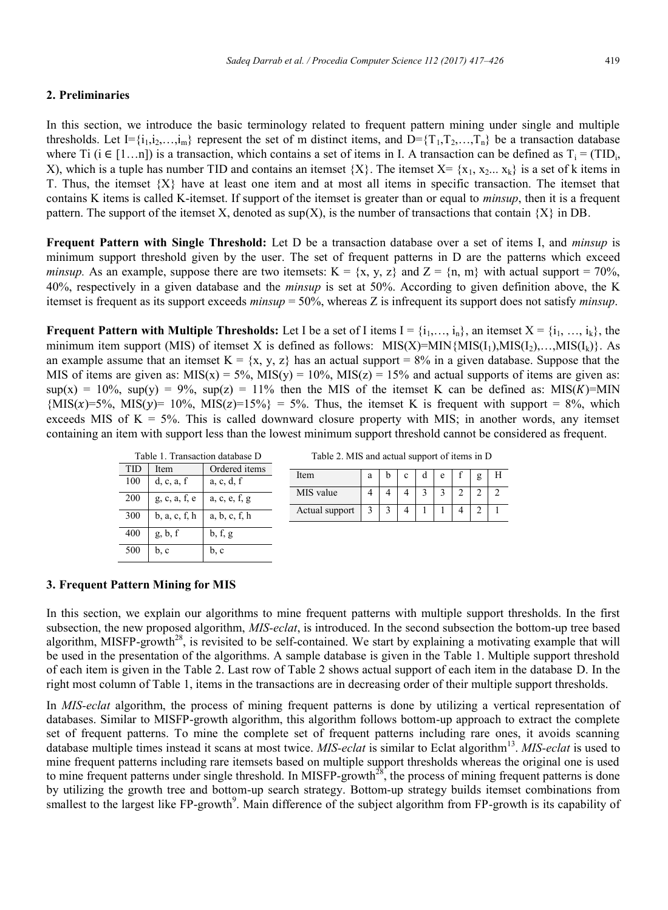## 2. Preliminaries

In this section, we introduce the basic terminology related to frequent pattern mining under single and multiple thresholds. Let $I=\{i_1,i_2,\ldots,i_m\}$ represent the set of m distinct items, and $D=\{T_1,T_2,\ldots,T_n\}$ be a transaction database where Ti ($i \in [1\ldots n]$) is a transaction, which contains a set of items in I. A transaction can be defined as $T_i = (TID_i, X)$, which is a tuple has number TID and contains an itemset {X}. The itemset $X= \{x_1, x_2... x_k\}$ is a set of k items in T. Thus, the itemset {X} have at least one item and at most all items in specific transaction. The itemset that contains K items is called K-itemset. If support of the itemset is greater than or equal to *minsup*, then it is a frequent pattern. The support of the itemset X, denoted as sup(X), is the number of transactions that contain {X} in DB.

**Frequent Pattern with Single Threshold:** Let D be a transaction database over a set of items I, and *minsup* is minimum support threshold given by the user. The set of frequent patterns in D are the patterns which exceed *minsup.* As an example, suppose there are two itemsets: K = {x, y, z} and Z = {n, m} with actual support = 70%, 40%, respectively in a given database and the *minsup* is set at 50%. According to given definition above, the K itemset is frequent as its support exceeds *minsup* = 50%, whereas Z is infrequent its support does not satisfy *minsup*.

**Frequent Pattern with Multiple Thresholds:** Let I be a set of I items $I = \{i_1,\ldots, i_n\}$, an itemset $X = \{i_1, \ldots, i_k\}$, the minimum item support (MIS) of itemset X is defined as follows: $MIS(X)=MIN\{MIS(I_1),MIS(I_2),\ldots,MIS(I_k)\}$. As an example assume that an itemset K = {x, y, z} has an actual support = 8% in a given database. Suppose that the MIS of items are given as: MIS(x) = 5%, MIS(y) = 10%, MIS(z) = 15% and actual supports of items are given as: sup(x) = 10%, sup(y) = 9%, sup(z) = 11% then the MIS of the itemset K can be defined as: $MIS(K)$=MIN $\{MIS(x)$=5%, $MIS(y)$= 10%, $MIS(z)$=15%} = 5%. Thus, the itemset K is frequent with support = 8%, which exceeds MIS of K = 5%. This is called downward closure property with MIS; in another words, any itemset containing an item with support less than the lowest minimum support threshold cannot be considered as frequent.

Table 1. Transaction database D

| TID | Item | Ordered items |
|---|---|---|
| 100 | d, c, a, f | a, c, d, f |
| 200 | g, c, a, f, e | a, c, e, f, g |
| 300 | b, a, c, f, h | a, b, c, f, h |
| 400 | g, b, f | b, f, g |
| 500 | b, c | b, c |

Table 2. MIS and actual support of items in D

| Item | a | b | c | d | e | f | g | H |
|---|---|---|---|---|---|---|---|---|
| MIS value | 4 | 4 | 4 | 3 | 3 | 2 | 2 | 2 |
| Actual support | 3 | 3 | 4 | 1 | 1 | 4 | 2 | 1 |

## 3. Frequent Pattern Mining for MIS

In this section, we explain our algorithms to mine frequent patterns with multiple support thresholds. In the first subsection, the new proposed algorithm, *MIS-eclat*, is introduced. In the second subsection the bottom-up tree based algorithm, MISFP-growth[28], is revisited to be self-contained. We start by explaining a motivating example that will be used in the presentation of the algorithms. A sample database is given in the Table 1. Multiple support threshold of each item is given in the Table 2. Last row of Table 2 shows actual support of each item in the database D. In the right most column of Table 1, items in the transactions are in decreasing order of their multiple support thresholds.

In *MIS-eclat* algorithm, the process of mining frequent patterns is done by utilizing a vertical representation of databases. Similar to MISFP-growth algorithm, this algorithm follows bottom-up approach to extract the complete set of frequent patterns. To mine the complete set of frequent patterns including rare ones, it avoids scanning database multiple times instead it scans at most twice. *MIS-eclat* is similar to Eclat algorithm[13]. *MIS-eclat* is used to mine frequent patterns including rare itemsets based on multiple support thresholds whereas the original one is used to mine frequent patterns under single threshold. In MISFP-growth[28], the process of mining frequent patterns is done by utilizing the growth tree and bottom-up search strategy. Bottom-up strategy builds itemset combinations from smallest to the largest like FP-growth[9]. Main difference of the subject algorithm from FP-growth is its capability of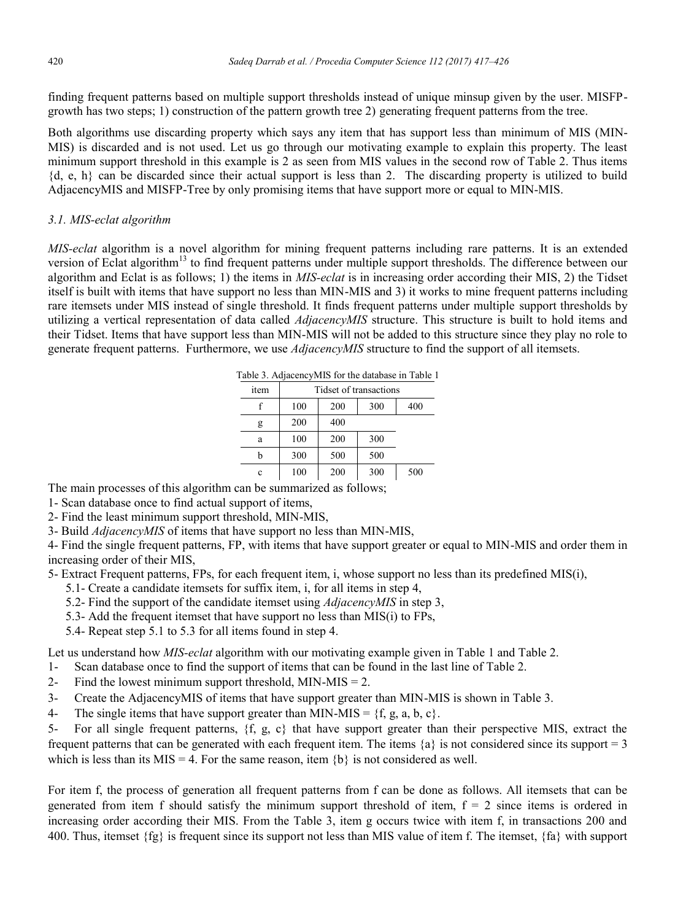finding frequent patterns based on multiple support thresholds instead of unique minsup given by the user. MISFP-growth has two steps; 1) construction of the pattern growth tree 2) generating frequent patterns from the tree.

Both algorithms use discarding property which says any item that has support less than minimum of MIS (MIN-MIS) is discarded and is not used. Let us go through our motivating example to explain this property. The least minimum support threshold in this example is 2 as seen from MIS values in the second row of Table 2. Thus items {d, e, h} can be discarded since their actual support is less than 2. The discarding property is utilized to build AdjacencyMIS and MISFP-Tree by only promising items that have support more or equal to MIN-MIS.

### 3.1. MIS-eclat algorithm

*MIS-eclat* algorithm is a novel algorithm for mining frequent patterns including rare patterns. It is an extended version of Eclat algorithm[13] to find frequent patterns under multiple support thresholds. The difference between our algorithm and Eclat is as follows; 1) the items in *MIS-eclat* is in increasing order according their MIS, 2) the Tidset itself is built with items that have support no less than MIN-MIS and 3) it works to mine frequent patterns including rare itemsets under MIS instead of single threshold. It finds frequent patterns under multiple support thresholds by utilizing a vertical representation of data called *AdjacencyMIS* structure. This structure is built to hold items and their Tidset. Items that have support less than MIN-MIS will not be added to this structure since they play no role to generate frequent patterns. Furthermore, we use *AdjacencyMIS* structure to find the support of all itemsets.

Table 3. AdjacencyMIS for the database in Table 1

| item | Tidset of transactions | | | |
|---|---|---|---|---|
| f | 100 | 200 | 300 | 400 |
| g | 200 | 400 | | |
| a | 100 | 200 | 300 | |
| b | 300 | 500 | 500 | |
| c | 100 | 200 | 300 | 500 |

The main processes of this algorithm can be summarized as follows;

1- Scan database once to find actual support of items,

2- Find the least minimum support threshold, MIN-MIS,

3- Build *AdjacencyMIS* of items that have support no less than MIN-MIS,

4- Find the single frequent patterns, FP, with items that have support greater or equal to MIN-MIS and order them in increasing order of their MIS,

5- Extract Frequent patterns, FPs, for each frequent item, i, whose support no less than its predefined MIS(i),

- 5.1- Create a candidate itemsets for suffix item, i, for all items in step 4,
- 5.2- Find the support of the candidate itemset using *AdjacencyMIS* in step 3,
- 5.3- Add the frequent itemset that have support no less than MIS(i) to FPs,
- 5.4- Repeat step 5.1 to 5.3 for all items found in step 4.

Let us understand how *MIS-eclat* algorithm with our motivating example given in Table 1 and Table 2.

1- Scan database once to find the support of items that can be found in the last line of Table 2.

2- Find the lowest minimum support threshold, MIN-MIS = 2.

3- Create the AdjacencyMIS of items that have support greater than MIN-MIS is shown in Table 3.

4- The single items that have support greater than MIN-MIS = {f, g, a, b, c}.

5- For all single frequent patterns, {f, g, c} that have support greater than their perspective MIS, extract the frequent patterns that can be generated with each frequent item. The items {a} is not considered since its support = 3 which is less than its MIS = 4. For the same reason, item {b} is not considered as well.

For item f, the process of generation all frequent patterns from f can be done as follows. All itemsets that can be generated from item f should satisfy the minimum support threshold of item, f = 2 since items is ordered in increasing order according their MIS. From the Table 3, item g occurs twice with item f, in transactions 200 and 400. Thus, itemset {fg} is frequent since its support not less than MIS value of item f. The itemset, {fa} with support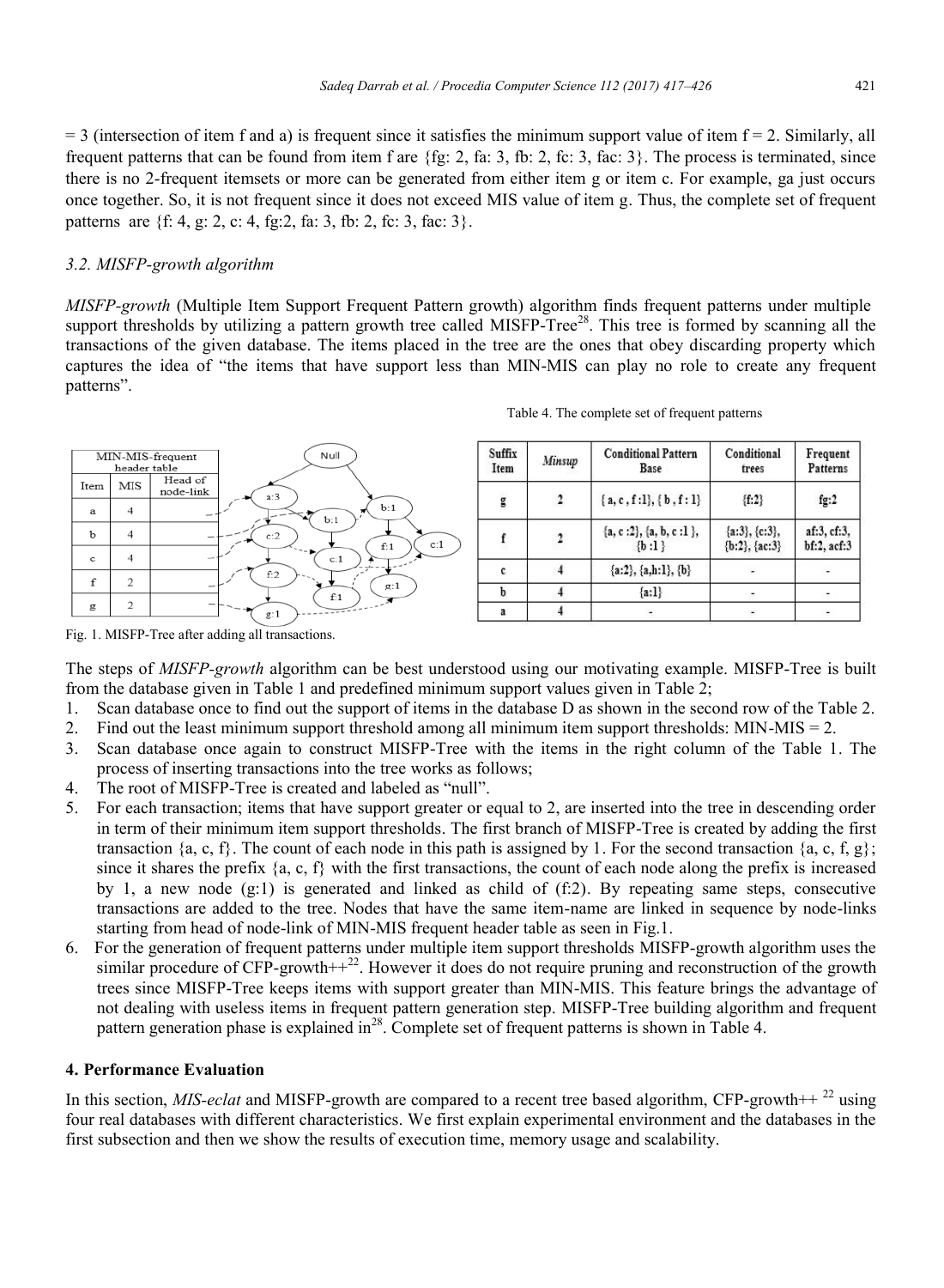= 3 (intersection of item f and a) is frequent since it satisfies the minimum support value of item f = 2. Similarly, all frequent patterns that can be found from item f are {fg: 2, fa: 3, fb: 2, fc: 3, fac: 3}. The process is terminated, since there is no 2-frequent itemsets or more can be generated from either item g or item c. For example, ga just occurs once together. So, it is not frequent since it does not exceed MIS value of item g. Thus, the complete set of frequent patterns are {f: 4, g: 2, c: 4, fg:2, fa: 3, fb: 2, fc: 3, fac: 3}.

### 3.2. MISFP-growth algorithm

*MISFP-growth* (Multiple Item Support Frequent Pattern growth) algorithm finds frequent patterns under multiple support thresholds by utilizing a pattern growth tree called MISFP-Tree[28]. This tree is formed by scanning all the transactions of the given database. The items placed in the tree are the ones that obey discarding property which captures the idea of "the items that have support less than MIN-MIS can play no role to create any frequent patterns".

Table 4. The complete set of frequent patterns

| Suffix Item | Minsup | Conditional Pattern Base | Conditional trees | Frequent Patterns |
|---|---|---|---|---|
| g | 2 | { a, c , f :1}, { b , f : 1} | {f:2} | fg:2 |
| f | 2 | {a, c :2}, {a, b, c :1 }, {b :1 } | {a:3}, {c:3}, {b:2}, {ac:3} | af:3, cf:3, bf:2, acf:3 |
| c | 4 | {a:2}, {a,h:1}, {b} | - | - |
| b | 4 | {a:1} | - | - |
| a | 4 | - | - | - |

MIN-MIS-frequent header table

| Item | MIS | Head of node-link |
|---|---|---|
| a | 4 | |
| b | 4 | |
| c | 4 | |
| f | 2 | |
| g | 2 | |

Fig. 1. MISFP-Tree after adding all transactions.

The steps of *MISFP-growth* algorithm can be best understood using our motivating example. MISFP-Tree is built from the database given in Table 1 and predefined minimum support values given in Table 2;

1. Scan database once to find out the support of items in the database D as shown in the second row of the Table 2.
2. Find out the least minimum support threshold among all minimum item support thresholds: MIN-MIS = 2.
3. Scan database once again to construct MISFP-Tree with the items in the right column of the Table 1. The process of inserting transactions into the tree works as follows;
4. The root of MISFP-Tree is created and labeled as "null".
5. For each transaction; items that have support greater or equal to 2, are inserted into the tree in descending order in term of their minimum item support thresholds. The first branch of MISFP-Tree is created by adding the first transaction {a, c, f}. The count of each node in this path is assigned by 1. For the second transaction {a, c, f, g}; since it shares the prefix {a, c, f} with the first transactions, the count of each node along the prefix is increased by 1, a new node (g:1) is generated and linked as child of (f:2). By repeating same steps, consecutive transactions are added to the tree. Nodes that have the same item-name are linked in sequence by node-links starting from head of node-link of MIN-MIS frequent header table as seen in Fig.1.
6. For the generation of frequent patterns under multiple item support thresholds MISFP-growth algorithm uses the similar procedure of CFP-growth++[22]. However it does do not require pruning and reconstruction of the growth trees since MISFP-Tree keeps items with support greater than MIN-MIS. This feature brings the advantage of not dealing with useless items in frequent pattern generation step. MISFP-Tree building algorithm and frequent pattern generation phase is explained in[28]. Complete set of frequent patterns is shown in Table 4.

## 4. Performance Evaluation

In this section, *MIS-eclat* and MISFP-growth are compared to a recent tree based algorithm, CFP-growth++ [22] using four real databases with different characteristics. We first explain experimental environment and the databases in the first subsection and then we show the results of execution time, memory usage and scalability.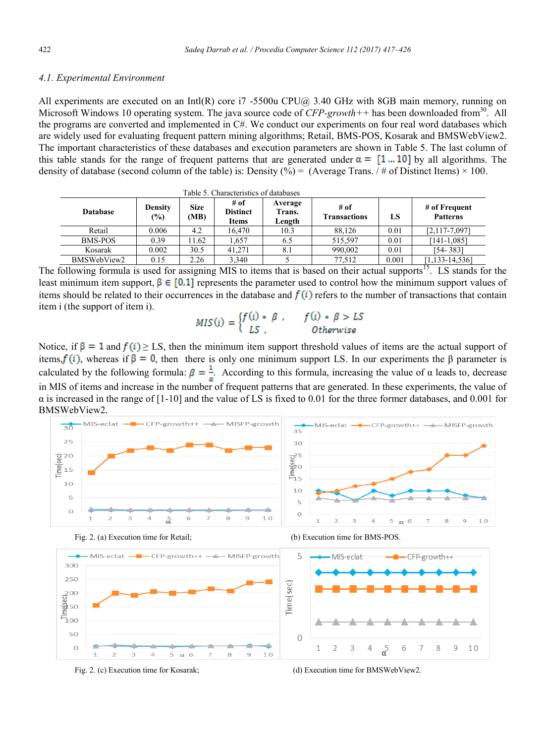### 4.1. Experimental Environment

All experiments are executed on an Intl(R) core i7 -5500u CPU@ 3.40 GHz with 8GB main memory, running on Microsoft Windows 10 operating system. The java source code of *CFP-growth++* has been downloaded from[30]. All the programs are converted and implemented in C#. We conduct our experiments on four real word databases which are widely used for evaluating frequent pattern mining algorithms; Retail, BMS-POS, Kosarak and BMSWebView2. The important characteristics of these databases and execution parameters are shown in Table 5. The last column of this table stands for the range of frequent patterns that are generated under $\alpha = [1 \ldots 10]$ by all algorithms. The density of database (second column of the table) is: Density (%) = (Average Trans. / # of Distinct Items) × 100.

Table 5. Characteristics of databases

| Database | Density (%) | Size (MB) | # of Distinct Items | Average Trans. Length | # of Transactions | LS | # of Frequent Patterns |
|---|---|---|---|---|---|---|---|
| Retail | 0.006 | 4.2 | 16,470 | 10.3 | 88,126 | 0.01 | [2,117-7,097] |
| BMS-POS | 0.39 | 11.62 | 1,657 | 6.5 | 515,597 | 0.01 | [141-1,085] |
| Kosarak | 0.002 | 30.5 | 41,271 | 8.1 | 990,002 | 0.01 | [54- 383] |
| BMSWebView2 | 0.15 | 2.26 | 3,340 | 5 | 77,512 | 0.001 | [1,133-14,536] |

The following formula is used for assigning MIS to items that is based on their actual supports[15]. LS stands for the least minimum item support, $\beta \in [0,1]$ represents the parameter used to control how the minimum support values of items should be related to their occurrences in the database and $f(i)$ refers to the number of transactions that contain item i (the support of item i).

$$MIS(i) = \begin{cases} f(i) * \beta , & f(i) * \beta > LS \\ LS , & Otherwise \end{cases}$$

Notice, if $\beta = 1$ and $f(i) \geq$ LS, then the minimum item support threshold values of items are the actual support of items, $f(i)$, whereas if $\beta = 0$, then there is only one minimum support LS. In our experiments the β parameter is calculated by the following formula: $\beta = \frac{1}{\alpha}$. According to this formula, increasing the value of α leads to, decrease in MIS of items and increase in the number of frequent patterns that are generated. In these experiments, the value of α is increased in the range of [1-10] and the value of LS is fixed to 0.01 for the three former databases, and 0.001 for BMSWebView2.

Fig. 2. (a) Execution time for Retail;

(b) Execution time for BMS-POS.

Fig. 2. (c) Execution time for Kosarak;

(d) Execution time for BMSWebView2.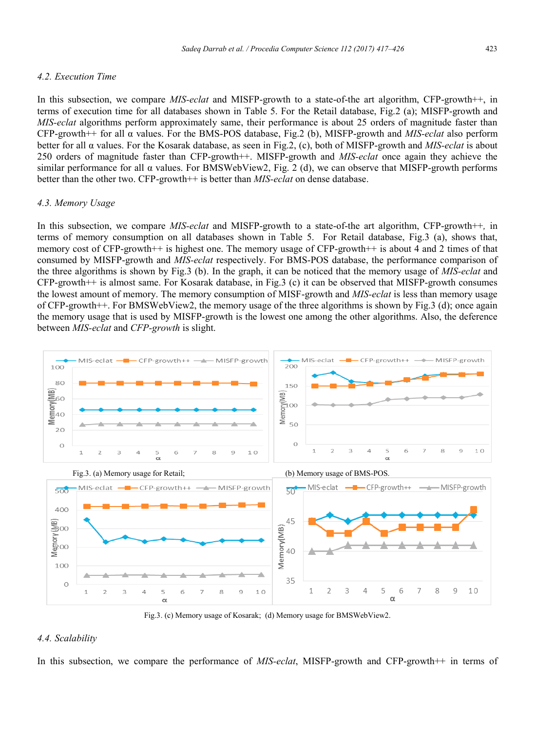### 4.2. Execution Time

In this subsection, we compare *MIS-eclat* and MISFP-growth to a state-of-the art algorithm, CFP-growth++, in terms of execution time for all databases shown in Table 5. For the Retail database, Fig.2 (a); MISFP-growth and *MIS-eclat* algorithms perform approximately same, their performance is about 25 orders of magnitude faster than CFP-growth++ for all α values. For the BMS-POS database, Fig.2 (b), MISFP-growth and *MIS-eclat* also perform better for all α values. For the Kosarak database, as seen in Fig.2, (c), both of MISFP-growth and *MIS-eclat* is about 250 orders of magnitude faster than CFP-growth++. MISFP-growth and *MIS-eclat* once again they achieve the similar performance for all α values. For BMSWebView2, Fig. 2 (d), we can observe that MISFP-growth performs better than the other two. CFP-growth++ is better than *MIS-eclat* on dense database.

### 4.3. Memory Usage

In this subsection, we compare *MIS-eclat* and MISFP-growth to a state-of-the art algorithm, CFP-growth++, in terms of memory consumption on all databases shown in Table 5. For Retail database, Fig.3 (a), shows that, memory cost of CFP-growth++ is highest one. The memory usage of CFP-growth++ is about 4 and 2 times of that consumed by MISFP-growth and *MIS-eclat* respectively. For BMS-POS database, the performance comparison of the three algorithms is shown by Fig.3 (b). In the graph, it can be noticed that the memory usage of *MIS-eclat* and CFP-growth++ is almost same. For Kosarak database, in Fig.3 (c) it can be observed that MISFP-growth consumes the lowest amount of memory. The memory consumption of MISF-growth and *MIS-eclat* is less than memory usage of CFP-growth++. For BMSWebView2, the memory usage of the three algorithms is shown by Fig.3 (d); once again the memory usage that is used by MISFP-growth is the lowest one among the other algorithms. Also, the deference between *MIS-eclat* and *CFP-growth* is slight.

Fig.3. (a) Memory usage for Retail; (b) Memory usage of BMS-POS.

Fig.3. (c) Memory usage of Kosarak; (d) Memory usage for BMSWebView2.

### 4.4. Scalability

In this subsection, we compare the performance of *MIS-eclat*, MISFP-growth and CFP-growth++ in terms of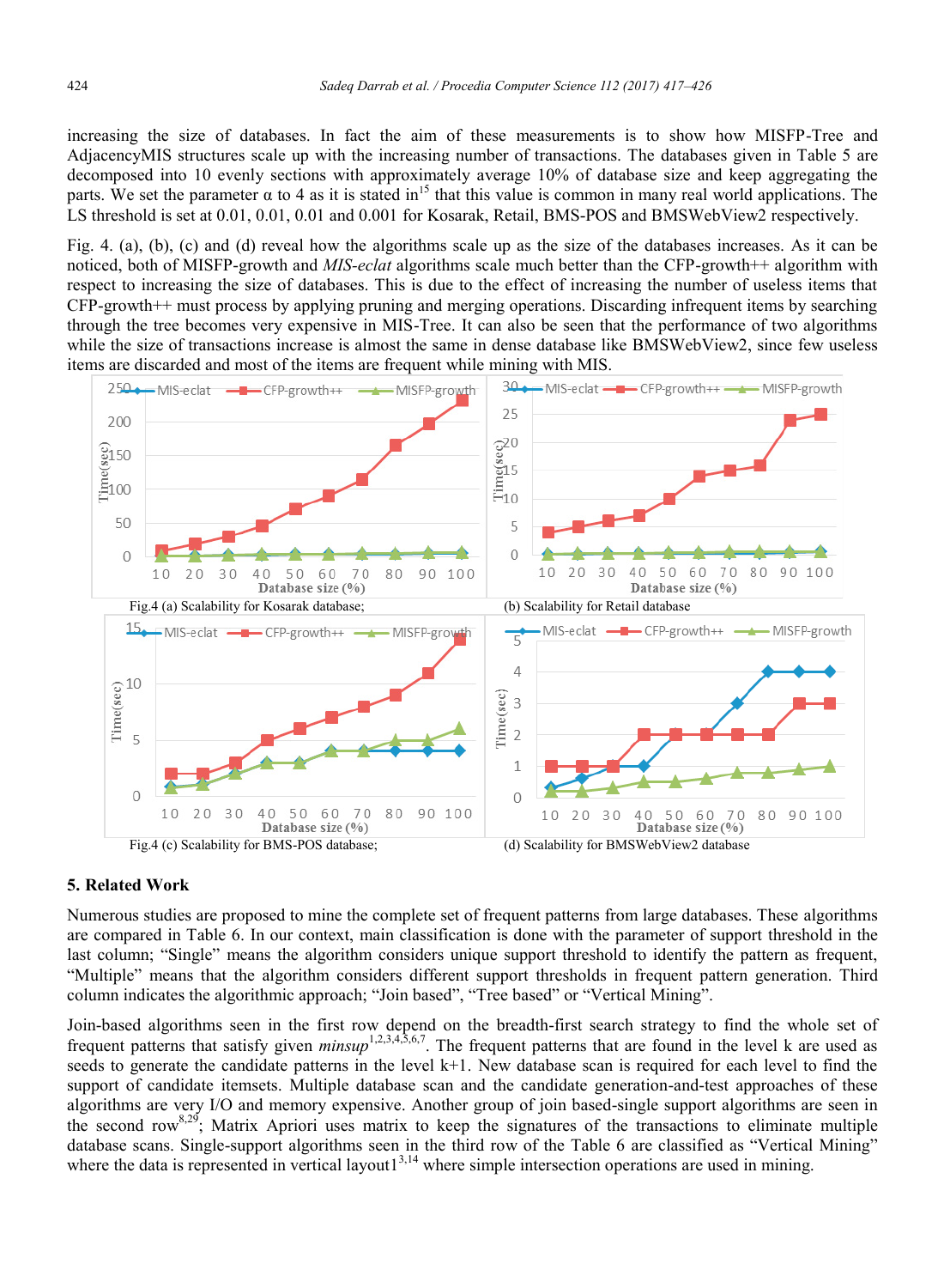increasing the size of databases. In fact the aim of these measurements is to show how MISFP-Tree and AdjacencyMIS structures scale up with the increasing number of transactions. The databases given in Table 5 are decomposed into 10 evenly sections with approximately average 10% of database size and keep aggregating the parts. We set the parameter α to 4 as it is stated in[15] that this value is common in many real world applications. The LS threshold is set at 0.01, 0.01, 0.01 and 0.001 for Kosarak, Retail, BMS-POS and BMSWebView2 respectively.

Fig. 4. (a), (b), (c) and (d) reveal how the algorithms scale up as the size of the databases increases. As it can be noticed, both of MISFP-growth and *MIS-eclat* algorithms scale much better than the CFP-growth++ algorithm with respect to increasing the size of databases. This is due to the effect of increasing the number of useless items that CFP-growth++ must process by applying pruning and merging operations. Discarding infrequent items by searching through the tree becomes very expensive in MIS-Tree. It can also be seen that the performance of two algorithms while the size of transactions increase is almost the same in dense database like BMSWebView2, since few useless items are discarded and most of the items are frequent while mining with MIS.

Fig.4 (a) Scalability for Kosarak database; (b) Scalability for Retail database

Fig.4 (c) Scalability for BMS-POS database; (d) Scalability for BMSWebView2 database

## 5. Related Work

Numerous studies are proposed to mine the complete set of frequent patterns from large databases. These algorithms are compared in Table 6. In our context, main classification is done with the parameter of support threshold in the last column; "Single" means the algorithm considers unique support threshold to identify the pattern as frequent, "Multiple" means that the algorithm considers different support thresholds in frequent pattern generation. Third column indicates the algorithmic approach; "Join based", "Tree based" or "Vertical Mining".

Join-based algorithms seen in the first row depend on the breadth-first search strategy to find the whole set of frequent patterns that satisfy given *minsup*[1,2,3,4,5,6,7]. The frequent patterns that are found in the level k are used as seeds to generate the candidate patterns in the level k+1. New database scan is required for each level to find the support of candidate itemsets. Multiple database scan and the candidate generation-and-test approaches of these algorithms are very I/O and memory expensive. Another group of join based-single support algorithms are seen in the second row[8,29]; Matrix Apriori uses matrix to keep the signatures of the transactions to eliminate multiple database scans. Single-support algorithms seen in the third row of the Table 6 are classified as "Vertical Mining" where the data is represented in vertical layout1[3,14] where simple intersection operations are used in mining.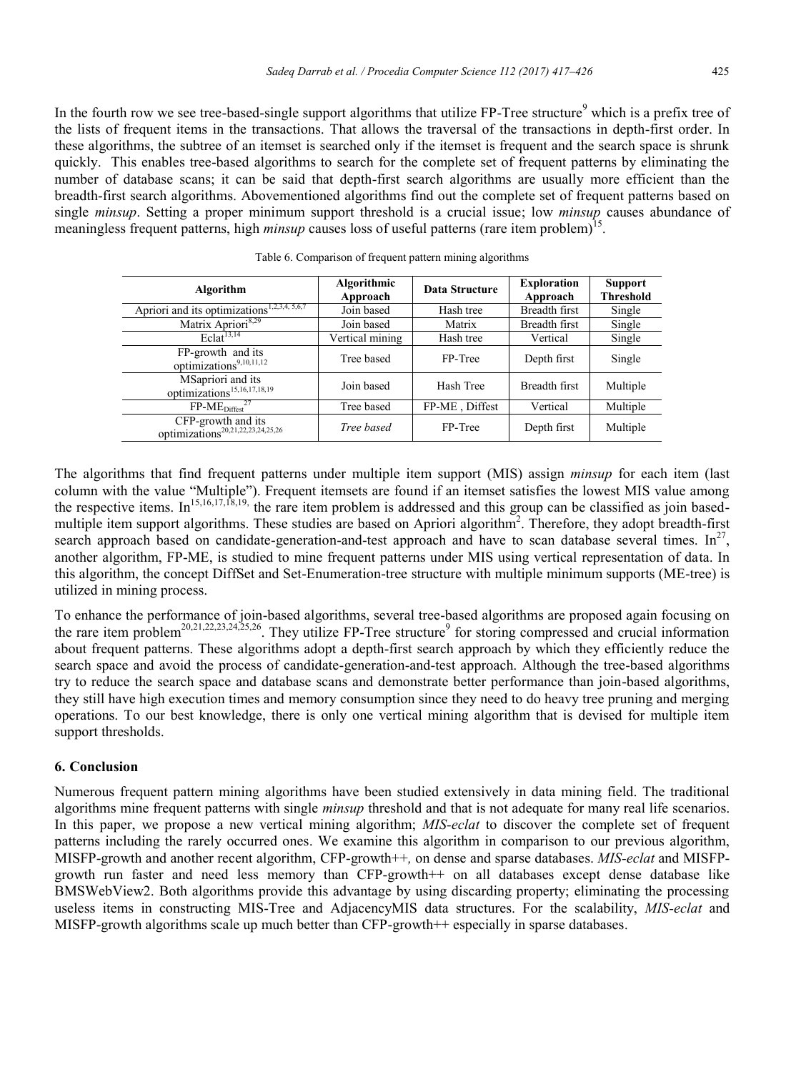In the fourth row we see tree-based-single support algorithms that utilize FP-Tree structure[9] which is a prefix tree of the lists of frequent items in the transactions. That allows the traversal of the transactions in depth-first order. In these algorithms, the subtree of an itemset is searched only if the itemset is frequent and the search space is shrunk quickly. This enables tree-based algorithms to search for the complete set of frequent patterns by eliminating the number of database scans; it can be said that depth-first search algorithms are usually more efficient than the breadth-first search algorithms. Abovementioned algorithms find out the complete set of frequent patterns based on single *minsup*. Setting a proper minimum support threshold is a crucial issue; low *minsup* causes abundance of meaningless frequent patterns, high *minsup* causes loss of useful patterns (rare item problem)[15].

Table 6. Comparison of frequent pattern mining algorithms

| Algorithm | Algorithmic Approach | Data Structure | Exploration Approach | Support Threshold |
|---|---|---|---|---|
| Apriori and its optimizations[1,2,3,4,5,6,7] | Join based | Hash tree | Breadth first | Single |
| Matrix Apriori[8,29] | Join based | Matrix | Breadth first | Single |
| Eclat[13,14] | Vertical mining | Hash tree | Vertical | Single |
| FP-growth and its optimizations[9,10,11,12] | Tree based | FP-Tree | Depth first | Single |
| MSapriori and its optimizations[15,16,17,18,19] | Join based | Hash Tree | Breadth first | Multiple |
| $\text{FP-ME}_{\text{Diffest}}$[27] | Tree based | FP-ME , Diffest | Vertical | Multiple |
| CFP-growth and its optimizations[20,21,22,23,24,25,26] | *Tree based* | FP-Tree | Depth first | Multiple |

The algorithms that find frequent patterns under multiple item support (MIS) assign *minsup* for each item (last column with the value "Multiple"). Frequent itemsets are found if an itemset satisfies the lowest MIS value among the respective items. In[15,16,17,18,19], the rare item problem is addressed and this group can be classified as join based-multiple item support algorithms. These studies are based on Apriori algorithm[2]. Therefore, they adopt breadth-first search approach based on candidate-generation-and-test approach and have to scan database several times. In[27], another algorithm, FP-ME, is studied to mine frequent patterns under MIS using vertical representation of data. In this algorithm, the concept DiffSet and Set-Enumeration-tree structure with multiple minimum supports (ME-tree) is utilized in mining process.

To enhance the performance of join-based algorithms, several tree-based algorithms are proposed again focusing on the rare item problem[20,21,22,23,24,25,26]. They utilize FP-Tree structure[9] for storing compressed and crucial information about frequent patterns. These algorithms adopt a depth-first search approach by which they efficiently reduce the search space and avoid the process of candidate-generation-and-test approach. Although the tree-based algorithms try to reduce the search space and database scans and demonstrate better performance than join-based algorithms, they still have high execution times and memory consumption since they need to do heavy tree pruning and merging operations. To our best knowledge, there is only one vertical mining algorithm that is devised for multiple item support thresholds.

## 6. Conclusion

Numerous frequent pattern mining algorithms have been studied extensively in data mining field. The traditional algorithms mine frequent patterns with single *minsup* threshold and that is not adequate for many real life scenarios. In this paper, we propose a new vertical mining algorithm; *MIS-eclat* to discover the complete set of frequent patterns including the rarely occurred ones. We examine this algorithm in comparison to our previous algorithm, MISFP-growth and another recent algorithm, CFP-growth++, on dense and sparse databases. *MIS-eclat* and MISFP-growth run faster and need less memory than CFP-growth++ on all databases except dense database like BMSWebView2. Both algorithms provide this advantage by using discarding property; eliminating the processing useless items in constructing MIS-Tree and AdjacencyMIS data structures. For the scalability, *MIS-eclat* and MISFP-growth algorithms scale up much better than CFP-growth++ especially in sparse databases.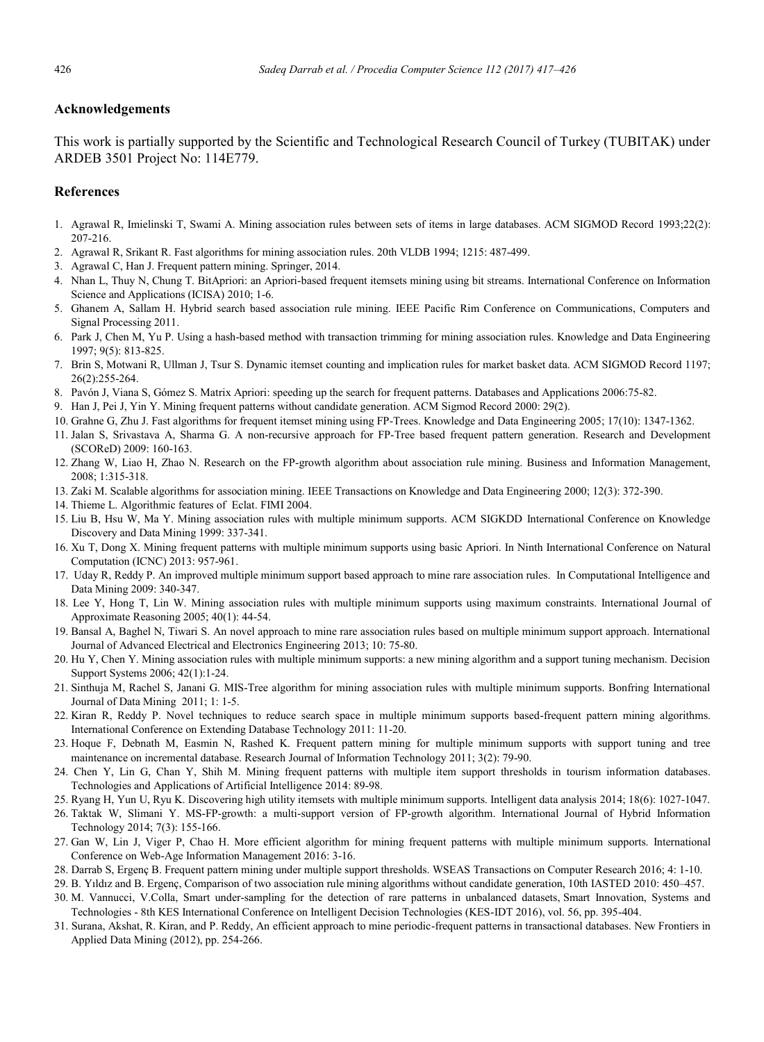## Acknowledgements

This work is partially supported by the Scientific and Technological Research Council of Turkey (TUBITAK) under ARDEB 3501 Project No: 114E779.

## References

1. Agrawal R, Imielinski T, Swami A. Mining association rules between sets of items in large databases. ACM SIGMOD Record 1993;22(2): 207-216.
2. Agrawal R, Srikant R. Fast algorithms for mining association rules. 20th VLDB 1994; 1215: 487-499.
3. Agrawal C, Han J. Frequent pattern mining. Springer, 2014.
4. Nhan L, Thuy N, Chung T. BitApriori: an Apriori-based frequent itemsets mining using bit streams. International Conference on Information Science and Applications (ICISA) 2010; 1-6.
5. Ghanem A, Sallam H. Hybrid search based association rule mining. IEEE Pacific Rim Conference on Communications, Computers and Signal Processing 2011.
6. Park J, Chen M, Yu P. Using a hash-based method with transaction trimming for mining association rules. Knowledge and Data Engineering 1997; 9(5): 813-825.
7. Brin S, Motwani R, Ullman J, Tsur S. Dynamic itemset counting and implication rules for market basket data. ACM SIGMOD Record 1197; 26(2):255-264.
8. Pavón J, Viana S, Gómez S. Matrix Apriori: speeding up the search for frequent patterns. Databases and Applications 2006:75-82.
9. Han J, Pei J, Yin Y. Mining frequent patterns without candidate generation. ACM Sigmod Record 2000: 29(2).
10. Grahne G, Zhu J. Fast algorithms for frequent itemset mining using FP-Trees. Knowledge and Data Engineering 2005; 17(10): 1347-1362.
11. Jalan S, Srivastava A, Sharma G. A non-recursive approach for FP-Tree based frequent pattern generation. Research and Development (SCOReD) 2009: 160-163.
12. Zhang W, Liao H, Zhao N. Research on the FP-growth algorithm about association rule mining. Business and Information Management, 2008; 1:315-318.
13. Zaki M. Scalable algorithms for association mining. IEEE Transactions on Knowledge and Data Engineering 2000; 12(3): 372-390.
14. Thieme L. Algorithmic features of Eclat. FIMI 2004.
15. Liu B, Hsu W, Ma Y. Mining association rules with multiple minimum supports. ACM SIGKDD International Conference on Knowledge Discovery and Data Mining 1999: 337-341.
16. Xu T, Dong X. Mining frequent patterns with multiple minimum supports using basic Apriori. In Ninth International Conference on Natural Computation (ICNC) 2013: 957-961.
17. Uday R, Reddy P. An improved multiple minimum support based approach to mine rare association rules. In Computational Intelligence and Data Mining 2009: 340-347.
18. Lee Y, Hong T, Lin W. Mining association rules with multiple minimum supports using maximum constraints. International Journal of Approximate Reasoning 2005; 40(1): 44-54.
19. Bansal A, Baghel N, Tiwari S. An novel approach to mine rare association rules based on multiple minimum support approach. International Journal of Advanced Electrical and Electronics Engineering 2013; 10: 75-80.
20. Hu Y, Chen Y. Mining association rules with multiple minimum supports: a new mining algorithm and a support tuning mechanism. Decision Support Systems 2006; 42(1):1-24.
21. Sinthuja M, Rachel S, Janani G. MIS-Tree algorithm for mining association rules with multiple minimum supports. Bonfring International Journal of Data Mining 2011; 1: 1-5.
22. Kiran R, Reddy P. Novel techniques to reduce search space in multiple minimum supports based-frequent pattern mining algorithms. International Conference on Extending Database Technology 2011: 11-20.
23. Hoque F, Debnath M, Easmin N, Rashed K. Frequent pattern mining for multiple minimum supports with support tuning and tree maintenance on incremental database. Research Journal of Information Technology 2011; 3(2): 79-90.
24. Chen Y, Lin G, Chan Y, Shih M. Mining frequent patterns with multiple item support thresholds in tourism information databases. Technologies and Applications of Artificial Intelligence 2014: 89-98.
25. Ryang H, Yun U, Ryu K. Discovering high utility itemsets with multiple minimum supports. Intelligent data analysis 2014; 18(6): 1027-1047.
26. Taktak W, Slimani Y. MS-FP-growth: a multi-support version of FP-growth algorithm. International Journal of Hybrid Information Technology 2014; 7(3): 155-166.
27. Gan W, Lin J, Viger P, Chao H. More efficient algorithm for mining frequent patterns with multiple minimum supports. International Conference on Web-Age Information Management 2016: 3-16.
28. Darrab S, Ergenç B. Frequent pattern mining under multiple support thresholds. WSEAS Transactions on Computer Research 2016; 4: 1-10.
29. B. Yıldız and B. Ergenç, Comparison of two association rule mining algorithms without candidate generation, 10th IASTED 2010: 450–457.
30. M. Vannucci, V.Colla, Smart under-sampling for the detection of rare patterns in unbalanced datasets, Smart Innovation, Systems and Technologies - 8th KES International Conference on Intelligent Decision Technologies (KES-IDT 2016), vol. 56, pp. 395-404.
31. Surana, Akshat, R. Kiran, and P. Reddy, An efficient approach to mine periodic-frequent patterns in transactional databases. New Frontiers in Applied Data Mining (2012), pp. 254-266.